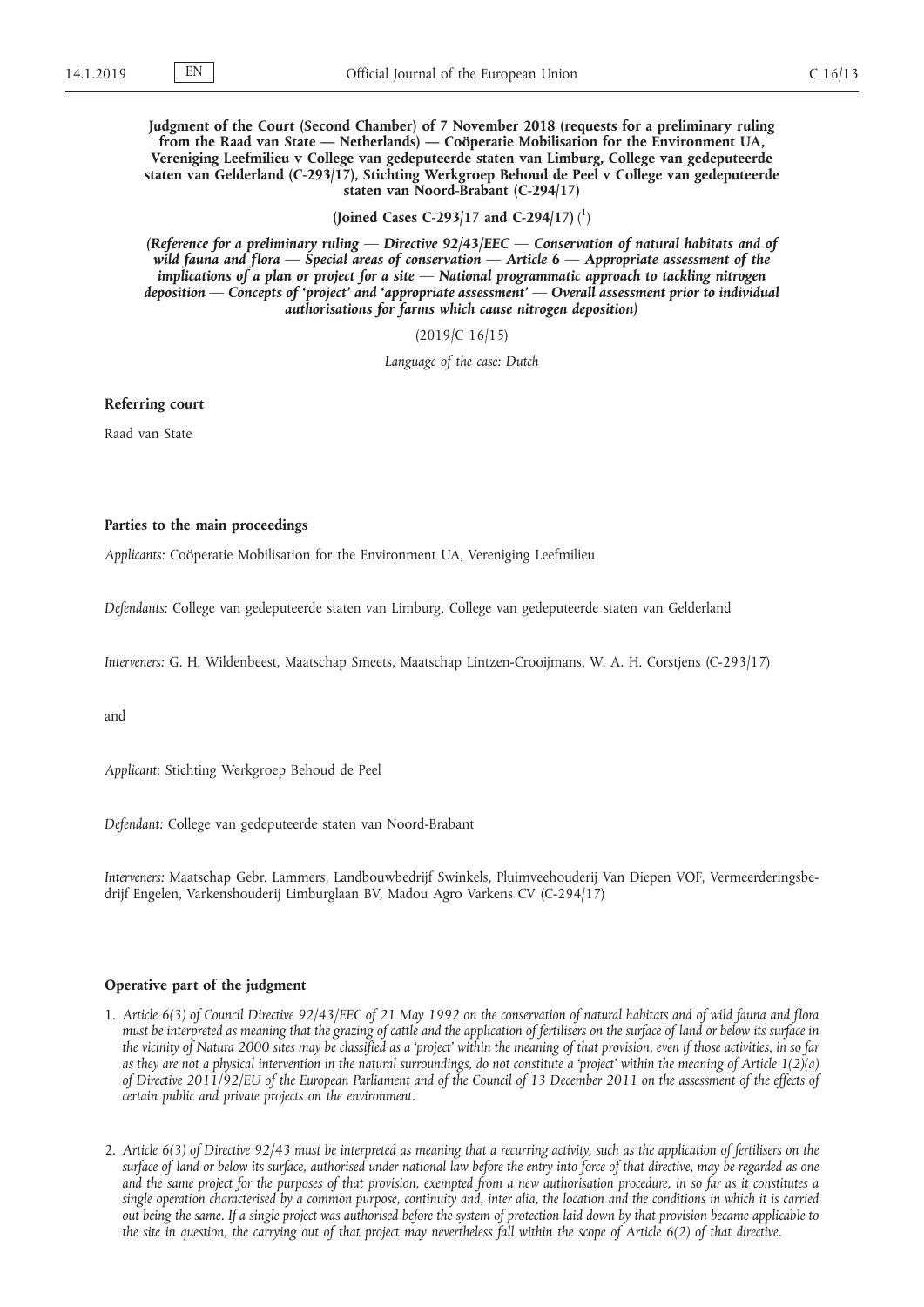**Judgment of the Court (Second Chamber) of 7 November 2018 (requests for a preliminary ruling from the Raad van State — Netherlands) — Coöperatie Mobilisation for the Environment UA, Vereniging Leefmilieu v College van gedeputeerde staten van Limburg, College van gedeputeerde staten van Gelderland (C-293/17), Stichting Werkgroep Behoud de Peel v College van gedeputeerde staten van Noord-Brabant (C-294/17)**

**(Joined Cases C-293/17 and C-294/17)** [1]

*(Reference for a preliminary ruling — Directive 92/43/EEC — Conservation of natural habitats and of wild fauna and flora — Special areas of conservation — Article 6 — Appropriate assessment of the implications of a plan or project for a site — National programmatic approach to tackling nitrogen deposition — Concepts of 'project' and 'appropriate assessment' — Overall assessment prior to individual authorisations for farms which cause nitrogen deposition)*

(2019/C 16/15)

*Language of the case: Dutch*

**Referring court**

Raad van State

**Parties to the main proceedings**

*Applicants:* Coöperatie Mobilisation for the Environment UA, Vereniging Leefmilieu

*Defendants:* College van gedeputeerde staten van Limburg, College van gedeputeerde staten van Gelderland

*Interveners:* G. H. Wildenbeest, Maatschap Smeets, Maatschap Lintzen-Crooijmans, W. A. H. Corstjens (C-293/17)

and

*Applicant:* Stichting Werkgroep Behoud de Peel

*Defendant:* College van gedeputeerde staten van Noord-Brabant

*Interveners:* Maatschap Gebr. Lammers, Landbouwbedrijf Swinkels, Pluimveehouderij Van Diepen VOF, Vermeerderingsbedrijf Engelen, Varkenshouderij Limburglaan BV, Madou Agro Varkens CV (C-294/17)

**Operative part of the judgment**

1. *Article 6(3) of Council Directive 92/43/EEC of 21 May 1992 on the conservation of natural habitats and of wild fauna and flora must be interpreted as meaning that the grazing of cattle and the application of fertilisers on the surface of land or below its surface in the vicinity of Natura 2000 sites may be classified as a 'project' within the meaning of that provision, even if those activities, in so far as they are not a physical intervention in the natural surroundings, do not constitute a 'project' within the meaning of Article 1(2)(a) of Directive 2011/92/EU of the European Parliament and of the Council of 13 December 2011 on the assessment of the effects of certain public and private projects on the environment.*

2. *Article 6(3) of Directive 92/43 must be interpreted as meaning that a recurring activity, such as the application of fertilisers on the surface of land or below its surface, authorised under national law before the entry into force of that directive, may be regarded as one and the same project for the purposes of that provision, exempted from a new authorisation procedure, in so far as it constitutes a single operation characterised by a common purpose, continuity and, inter alia, the location and the conditions in which it is carried out being the same. If a single project was authorised before the system of protection laid down by that provision became applicable to the site in question, the carrying out of that project may nevertheless fall within the scope of Article 6(2) of that directive.*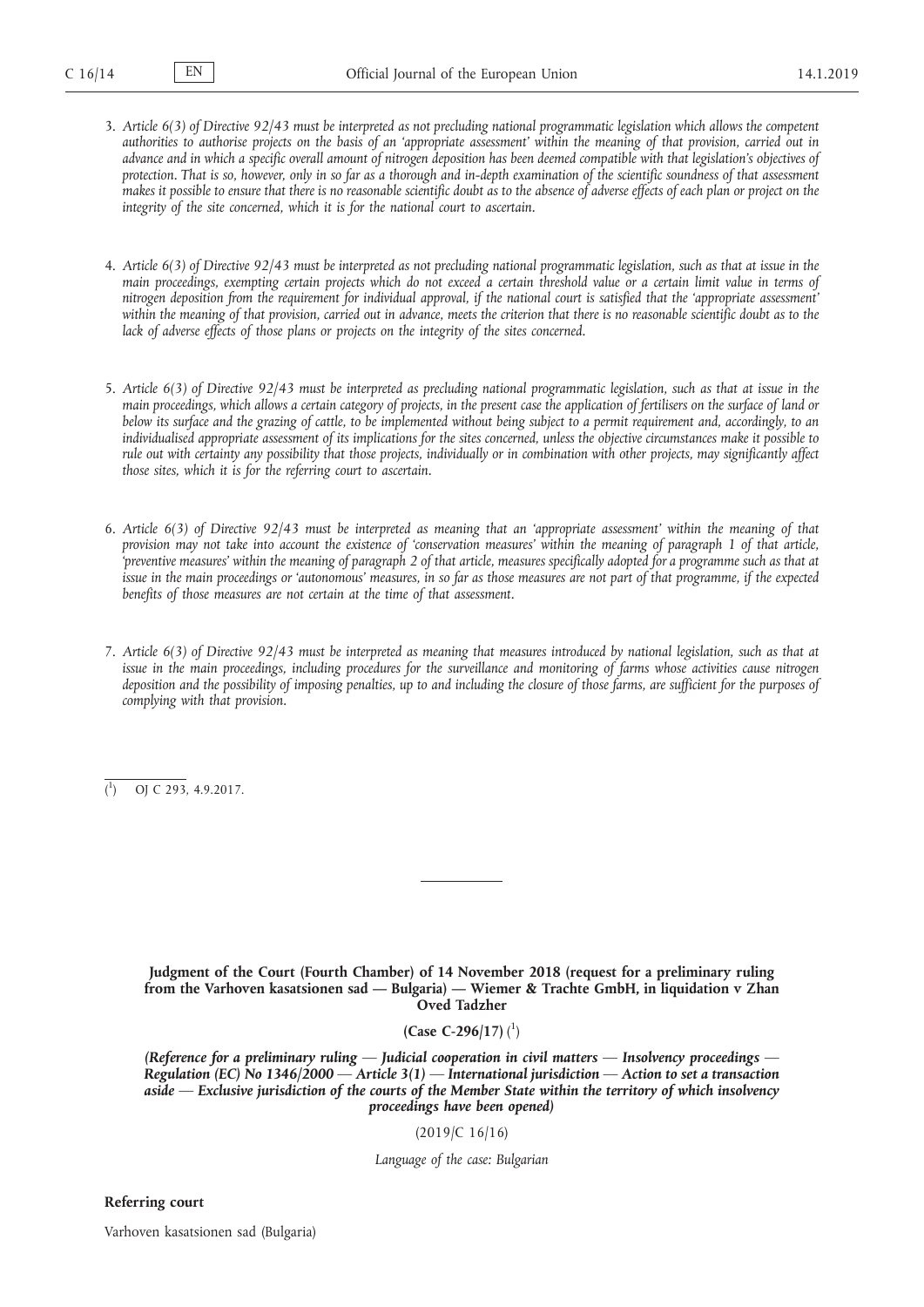3. *Article 6(3) of Directive 92/43 must be interpreted as not precluding national programmatic legislation which allows the competent authorities to authorise projects on the basis of an 'appropriate assessment' within the meaning of that provision, carried out in advance and in which a specific overall amount of nitrogen deposition has been deemed compatible with that legislation's objectives of protection. That is so, however, only in so far as a thorough and in-depth examination of the scientific soundness of that assessment makes it possible to ensure that there is no reasonable scientific doubt as to the absence of adverse effects of each plan or project on the integrity of the site concerned, which it is for the national court to ascertain.*

4. *Article 6(3) of Directive 92/43 must be interpreted as not precluding national programmatic legislation, such as that at issue in the main proceedings, exempting certain projects which do not exceed a certain threshold value or a certain limit value in terms of nitrogen deposition from the requirement for individual approval, if the national court is satisfied that the 'appropriate assessment' within the meaning of that provision, carried out in advance, meets the criterion that there is no reasonable scientific doubt as to the lack of adverse effects of those plans or projects on the integrity of the sites concerned.*

5. *Article 6(3) of Directive 92/43 must be interpreted as precluding national programmatic legislation, such as that at issue in the main proceedings, which allows a certain category of projects, in the present case the application of fertilisers on the surface of land or below its surface and the grazing of cattle, to be implemented without being subject to a permit requirement and, accordingly, to an individualised appropriate assessment of its implications for the sites concerned, unless the objective circumstances make it possible to rule out with certainty any possibility that those projects, individually or in combination with other projects, may significantly affect those sites, which it is for the referring court to ascertain.*

6. *Article 6(3) of Directive 92/43 must be interpreted as meaning that an 'appropriate assessment' within the meaning of that provision may not take into account the existence of 'conservation measures' within the meaning of paragraph 1 of that article, 'preventive measures' within the meaning of paragraph 2 of that article, measures specifically adopted for a programme such as that at issue in the main proceedings or 'autonomous' measures, in so far as those measures are not part of that programme, if the expected benefits of those measures are not certain at the time of that assessment.*

7. *Article 6(3) of Directive 92/43 must be interpreted as meaning that measures introduced by national legislation, such as that at issue in the main proceedings, including procedures for the surveillance and monitoring of farms whose activities cause nitrogen deposition and the possibility of imposing penalties, up to and including the closure of those farms, are sufficient for the purposes of complying with that provision.*

---

(1) OJ C 293, 4.9.2017.

---

**Judgment of the Court (Fourth Chamber) of 14 November 2018 (request for a preliminary ruling from the Varhoven kasatsionen sad — Bulgaria) — Wiemer & Trachte GmbH, in liquidation v Zhan Oved Tadzher**

**(Case C-296/17)** (1)

***(Reference for a preliminary ruling — Judicial cooperation in civil matters — Insolvency proceedings — Regulation (EC) No 1346/2000 — Article 3(1) — International jurisdiction — Action to set a transaction aside — Exclusive jurisdiction of the courts of the Member State within the territory of which insolvency proceedings have been opened)***

(2019/C 16/16)

*Language of the case: Bulgarian*

**Referring court**

Varhoven kasatsionen sad (Bulgaria)